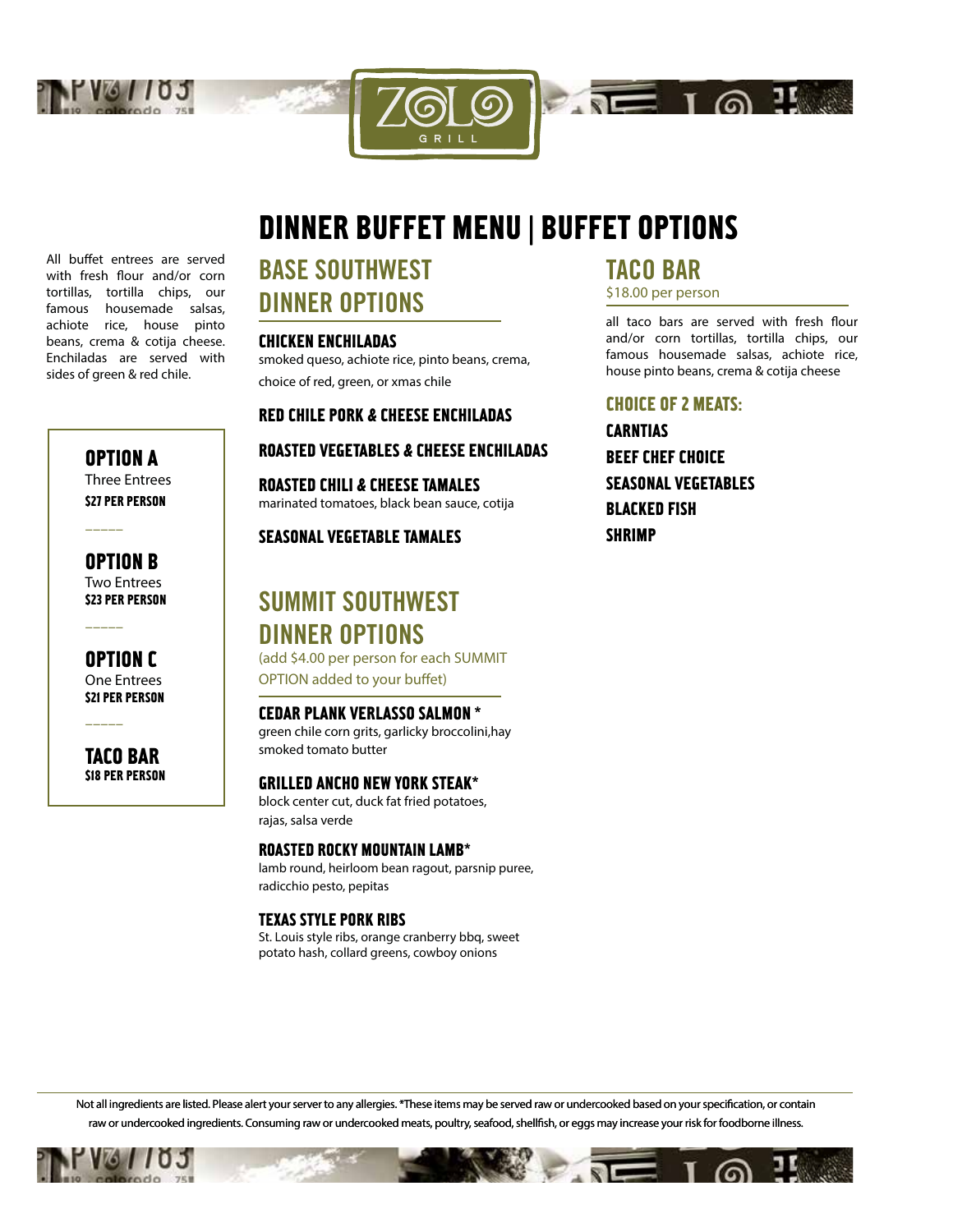ZOLO GRILL

# DINNER BUFFET MENU | BUFFET OPTIONS

All buffet entrees are served with fresh flour and/or corn tortillas, tortilla chips, our famous housemade salsas, achiote rice, house pinto beans, crema & cotija cheese. Enchiladas are served with sides of green & red chile.

### OPTION A
Three Entrees
**$27 PER PERSON**

-----

### OPTION B
Two Entrees
**$23 PER PERSON**

-----

### OPTION C
One Entrees
**$21 PER PERSON**

-----

### TACO BAR
**$18 PER PERSON**

## BASE SOUTHWEST DINNER OPTIONS

### CHICKEN ENCHILADAS
smoked queso, achiote rice, pinto beans, crema, choice of red, green, or xmas chile

### RED CHILE PORK & CHEESE ENCHILADAS

### ROASTED VEGETABLES & CHEESE ENCHILADAS

### ROASTED CHILI & CHEESE TAMALES
marinated tomatoes, black bean sauce, cotija

### SEASONAL VEGETABLE TAMALES

## SUMMIT SOUTHWEST DINNER OPTIONS
(add $4.00 per person for each SUMMIT OPTION added to your buffet)

### CEDAR PLANK VERLASSO SALMON *
green chile corn grits, garlicky broccolini,hay smoked tomato butter

### GRILLED ANCHO NEW YORK STEAK*
block center cut, duck fat fried potatoes, rajas, salsa verde

### ROASTED ROCKY MOUNTAIN LAMB*
lamb round, heirloom bean ragout, parsnip puree, radicchio pesto, pepitas

### TEXAS STYLE PORK RIBS
St. Louis style ribs, orange cranberry bbq, sweet potato hash, collard greens, cowboy onions

## TACO BAR
$18.00 per person

all taco bars are served with fresh flour and/or corn tortillas, tortilla chips, our famous housemade salsas, achiote rice, house pinto beans, crema & cotija cheese

### CHOICE OF 2 MEATS:

**CARNTIAS**

**BEEF CHEF CHOICE**

**SEASONAL VEGETABLES**

**BLACKED FISH**

**SHRIMP**

Not all ingredients are listed. Please alert your server to any allergies. *These items may be served raw or undercooked based on your specification, or contain raw or undercooked ingredients. Consuming raw or undercooked meats, poultry, seafood, shellfish, or eggs may increase your risk for foodborne illness.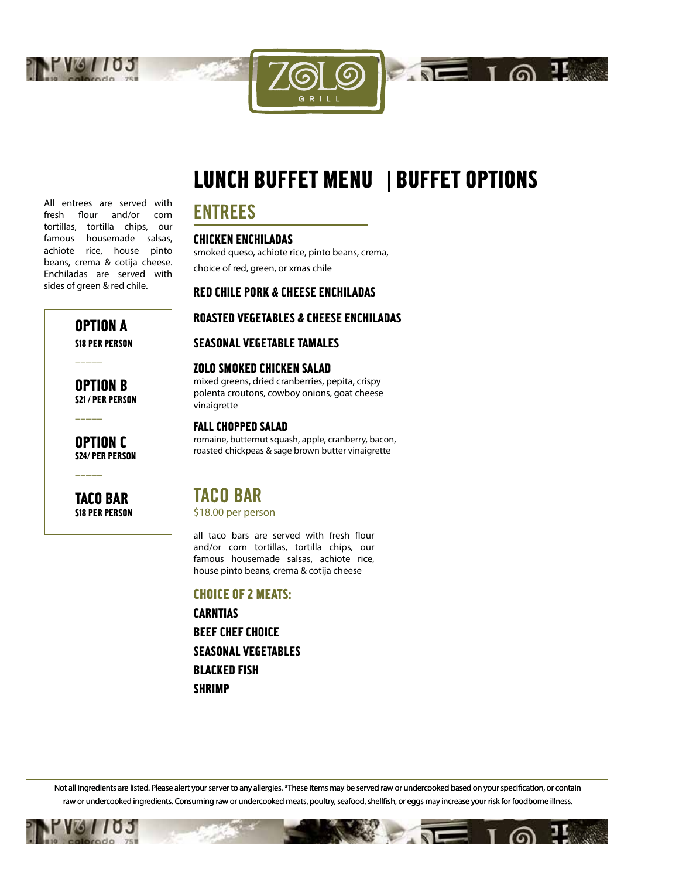# LUNCH BUFFET MENU | BUFFET OPTIONS

All entrees are served with fresh flour and/or corn tortillas, tortilla chips, our famous housemade salsas, achiote rice, house pinto beans, crema & cotija cheese. Enchiladas are served with sides of green & red chile.

**OPTION A**
**$18 PER PERSON**

_____

**OPTION B**
**$21 / PER PERSON**

_____

**OPTION C**
**$24/ PER PERSON**

_____

**TACO BAR**
**$18 PER PERSON**

## ENTREES

### CHICKEN ENCHILADAS
smoked queso, achiote rice, pinto beans, crema,
choice of red, green, or xmas chile

### RED CHILE PORK & CHEESE ENCHILADAS

### ROASTED VEGETABLES & CHEESE ENCHILADAS

### SEASONAL VEGETABLE TAMALES

### ZOLO SMOKED CHICKEN SALAD
mixed greens, dried cranberries, pepita, crispy polenta croutons, cowboy onions, goat cheese vinaigrette

### FALL CHOPPED SALAD
romaine, butternut squash, apple, cranberry, bacon, roasted chickpeas & sage brown butter vinaigrette

## TACO BAR
$18.00 per person

all taco bars are served with fresh flour and/or corn tortillas, tortilla chips, our famous housemade salsas, achiote rice, house pinto beans, crema & cotija cheese

### CHOICE OF 2 MEATS:

**CARNTIAS**
**BEEF CHEF CHOICE**
**SEASONAL VEGETABLES**
**BLACKED FISH**
**SHRIMP**

Not all ingredients are listed. Please alert your server to any allergies. *These items may be served raw or undercooked based on your specification, or contain raw or undercooked ingredients. Consuming raw or undercooked meats, poultry, seafood, shellfish, or eggs may increase your risk for foodborne illness.